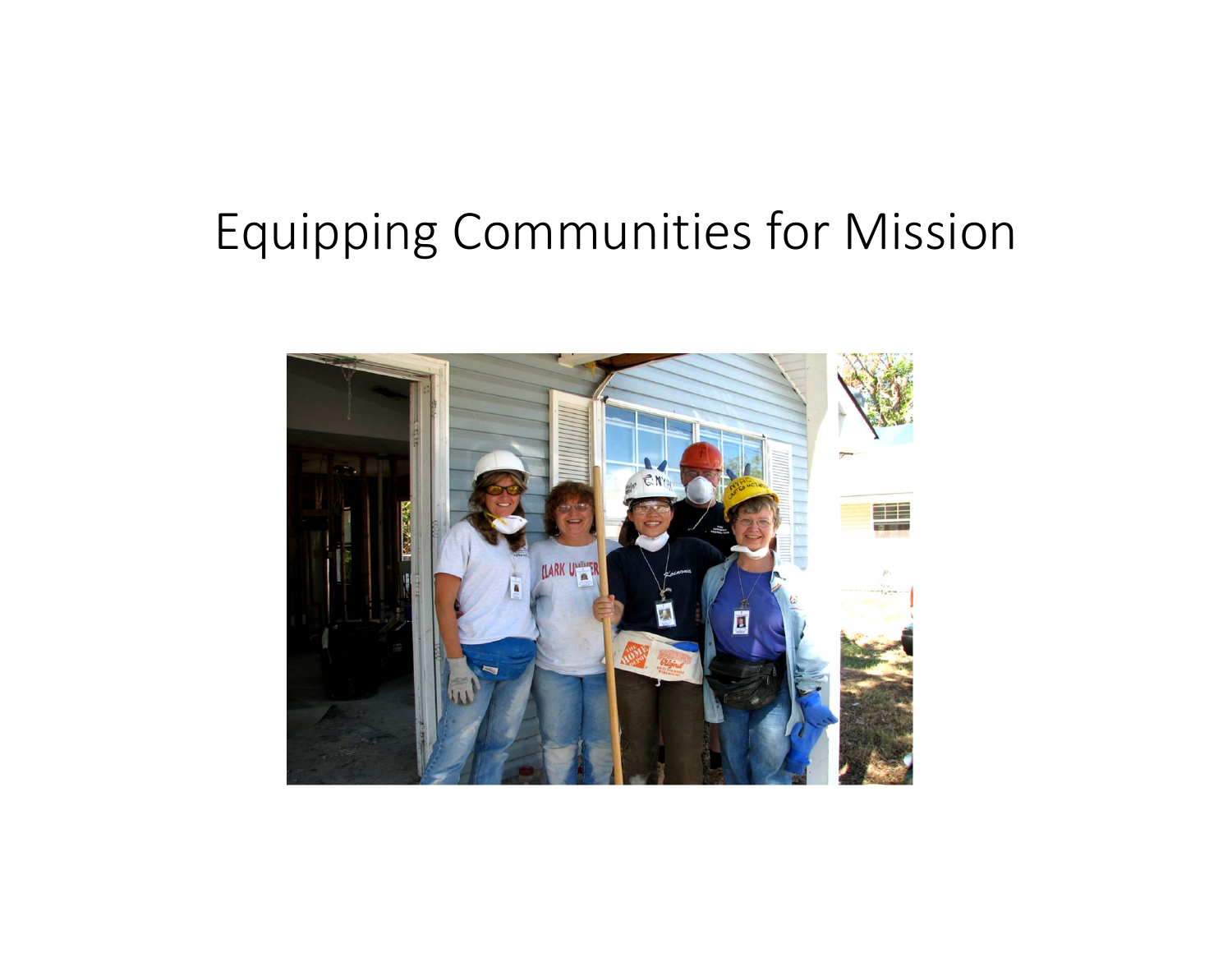# Equipping Communities for Mission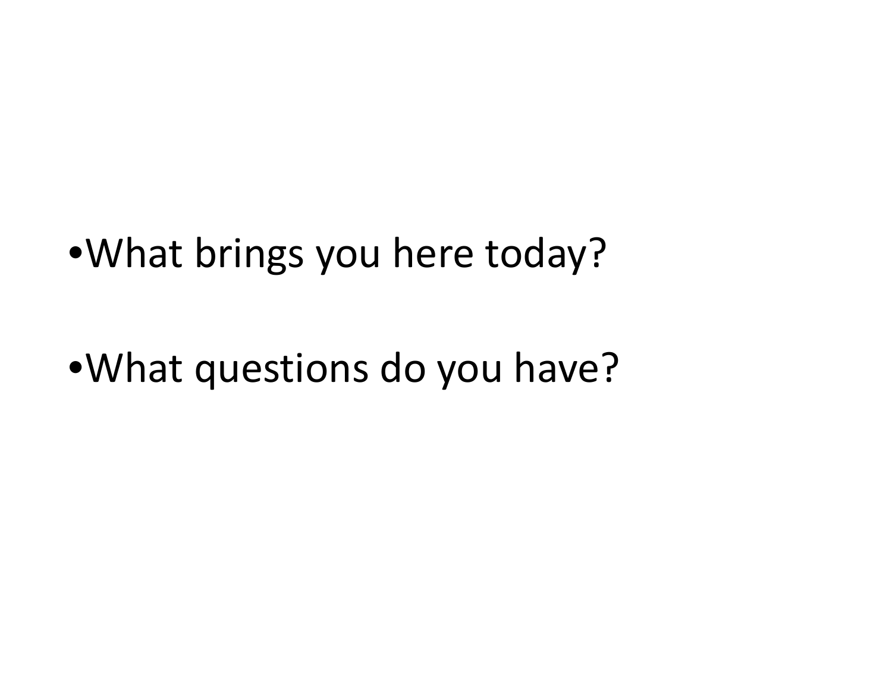- What brings you here today?
- What questions do you have?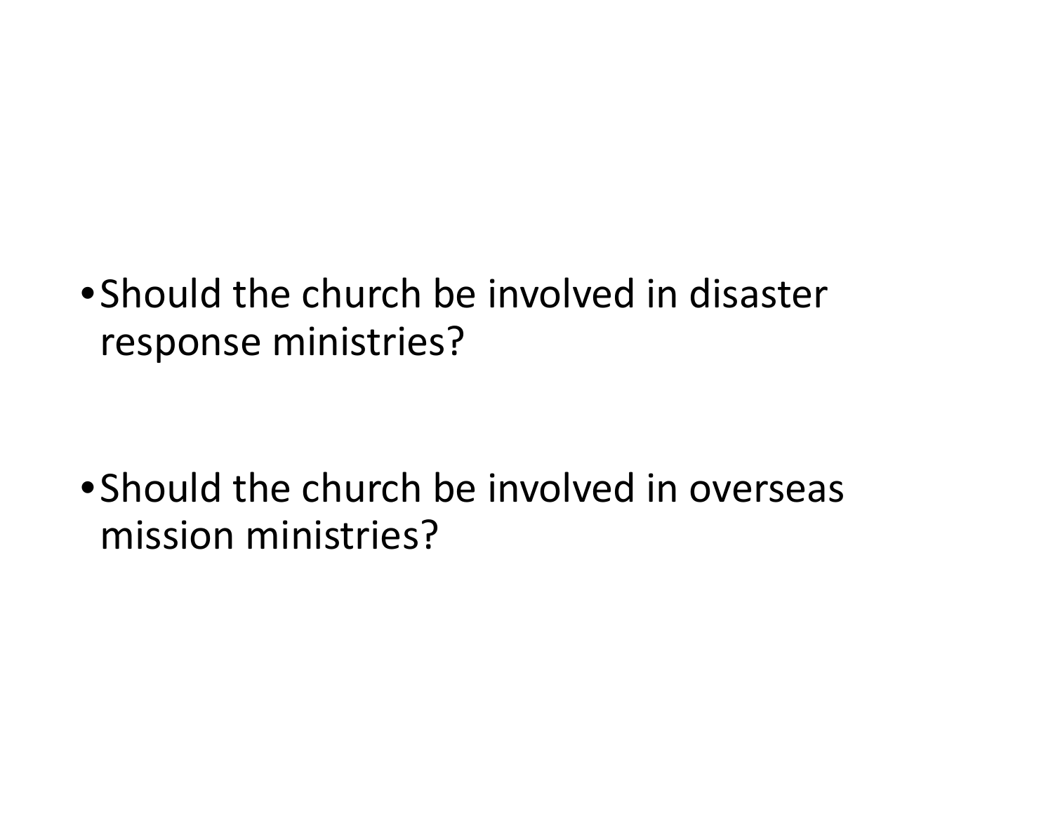- Should the church be involved in disaster response ministries?

- Should the church be involved in overseas mission ministries?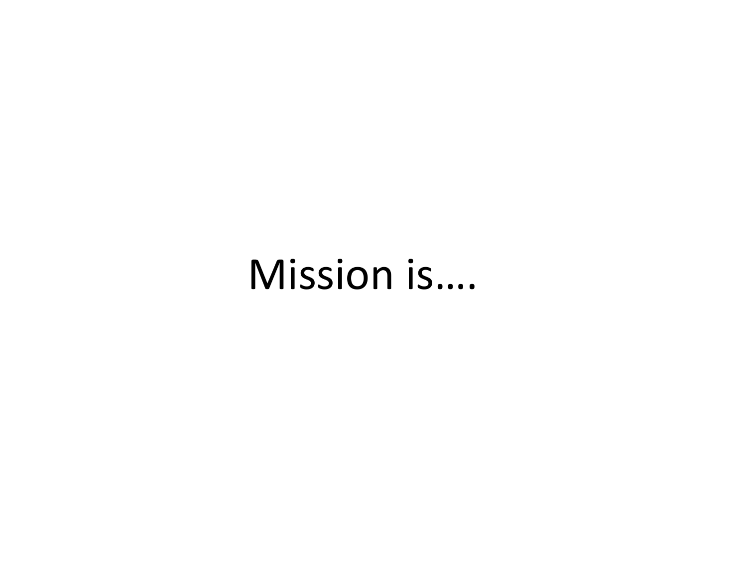Mission is….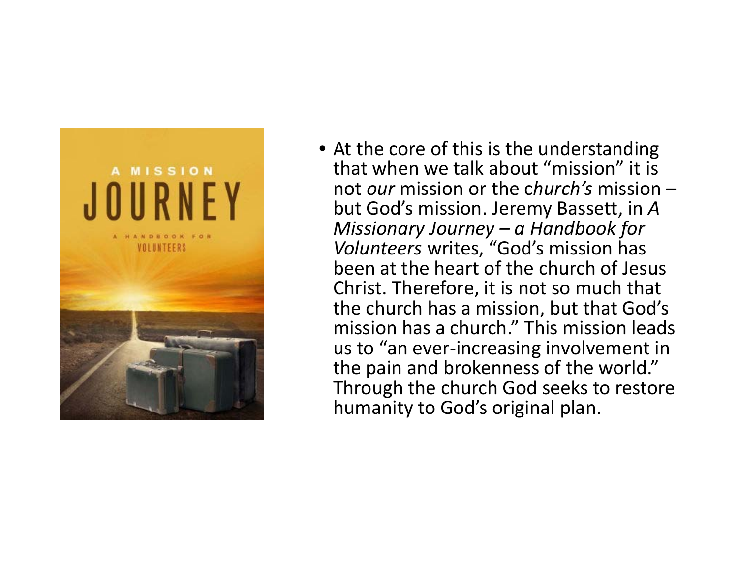- At the core of this is the understanding that when we talk about "mission" it is not *our* mission or the c*hurch's* mission – but God's mission. Jeremy Bassett, in *A Missionary Journey – a Handbook for Volunteers* writes, "God's mission has been at the heart of the church of Jesus Christ. Therefore, it is not so much that the church has a mission, but that God's mission has a church." This mission leads us to "an ever-increasing involvement in the pain and brokenness of the world." Through the church God seeks to restore humanity to God's original plan.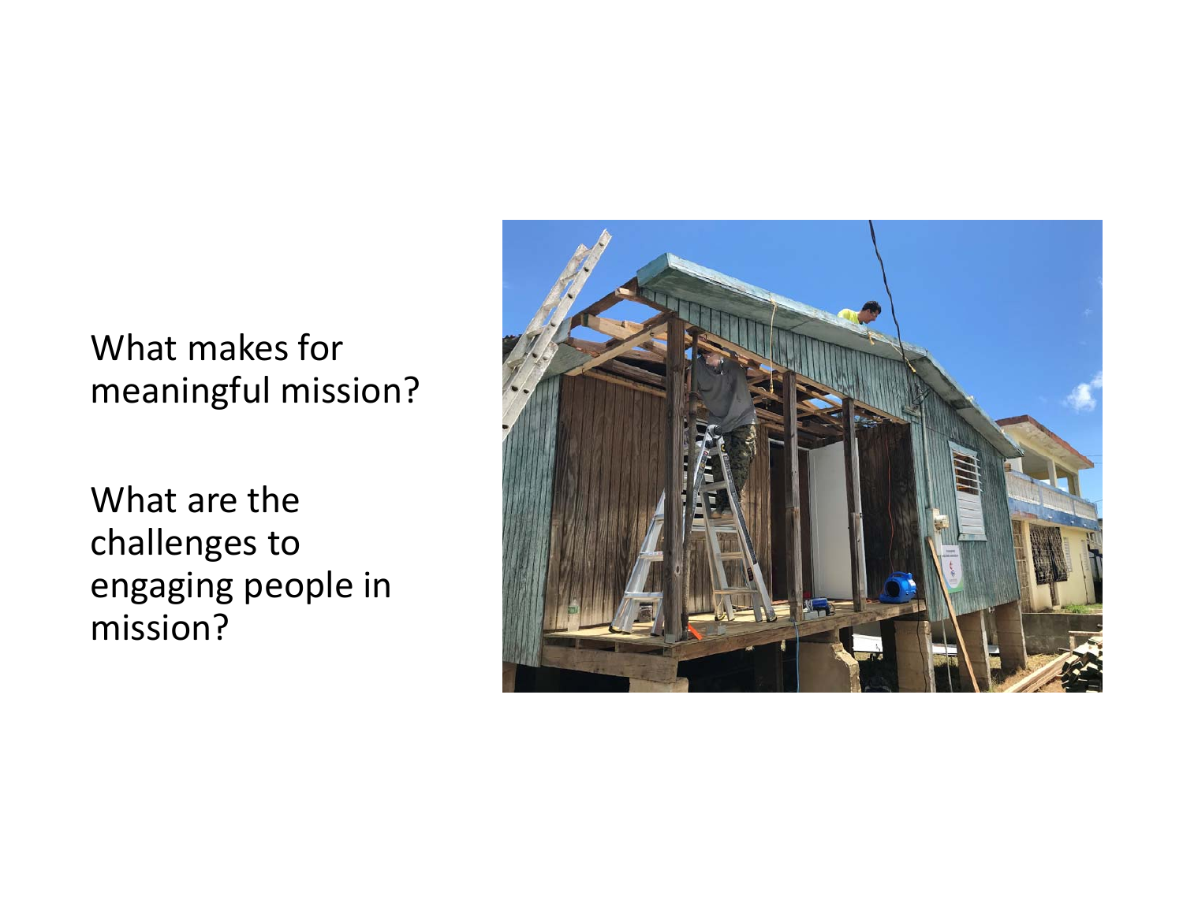What makes for meaningful mission?

What are the challenges to engaging people in mission?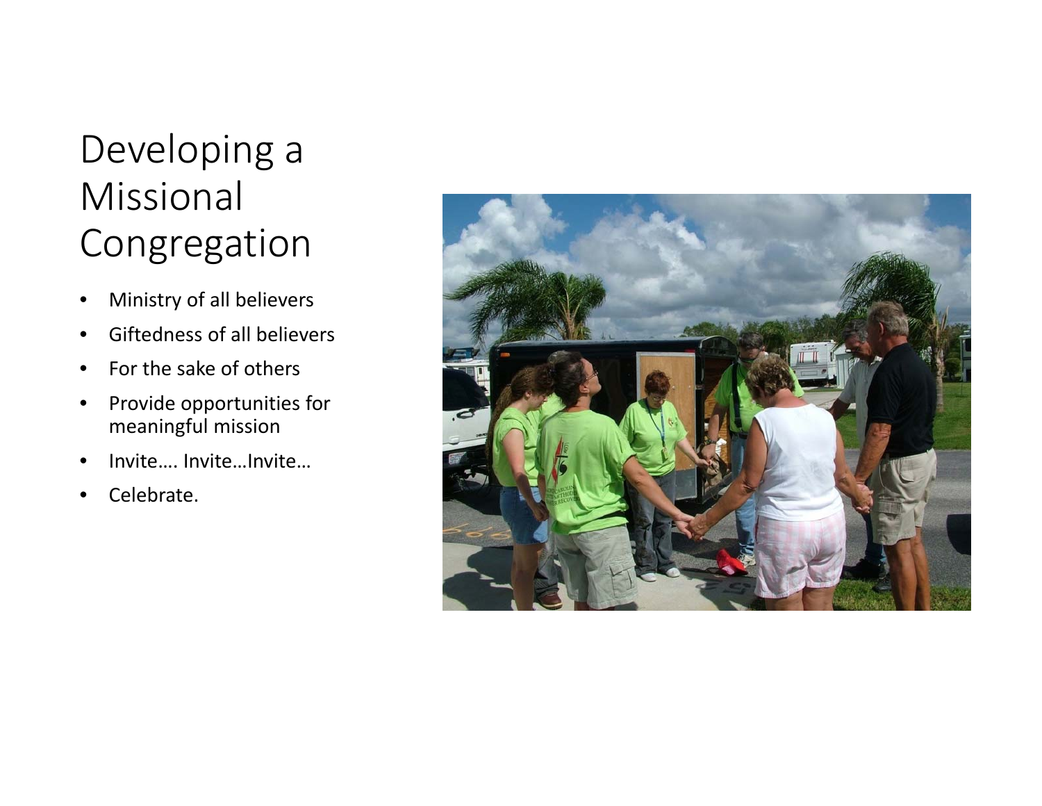# Developing a Missional Congregation

- Ministry of all believers
- Giftedness of all believers
- For the sake of others
- Provide opportunities for meaningful mission
- Invite…. Invite…Invite…
- Celebrate.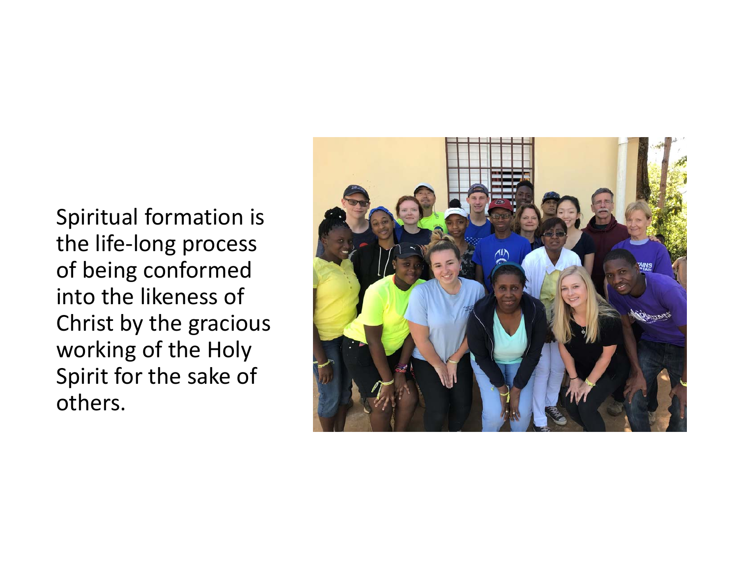Spiritual formation is the life-long process of being conformed into the likeness of Christ by the gracious working of the Holy Spirit for the sake of others.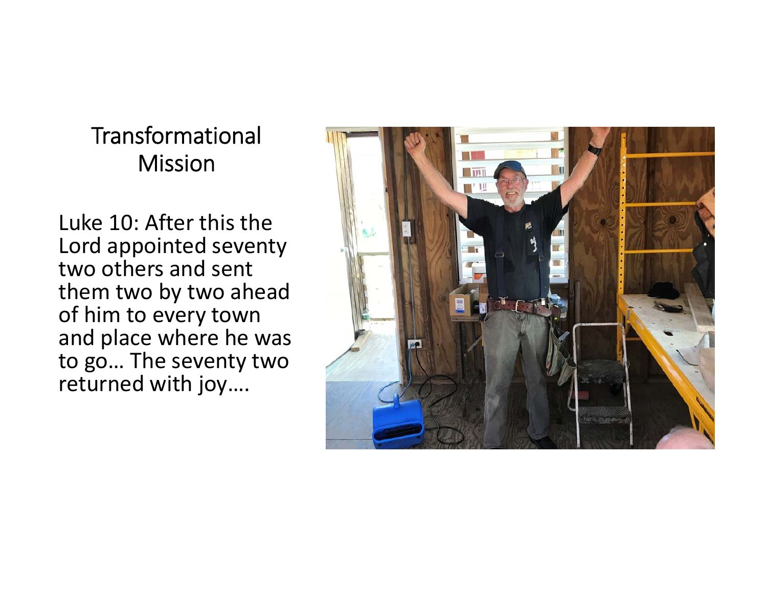# Transformational Mission

Luke 10: After this the Lord appointed seventy two others and sent them two by two ahead of him to every town and place where he was to go… The seventy two returned with joy….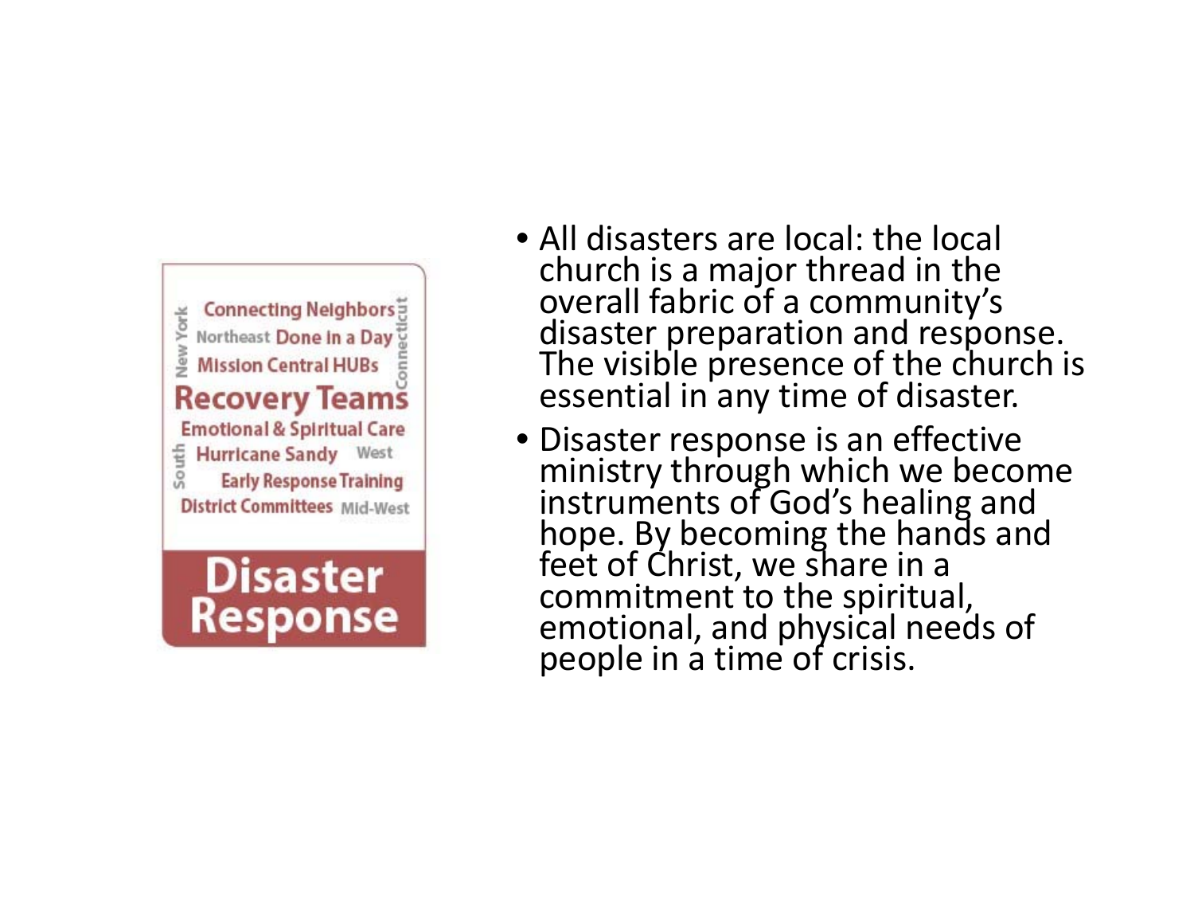Connecting Neighbors
Northeast Done in a Day
Mission Central HUBs
Recovery Teams
Emotional & Spiritual Care
Hurricane Sandy West
Early Response Training
District Committees Mid-West
New York Connecticut South

**Disaster Response**

- All disasters are local: the local church is a major thread in the overall fabric of a community's disaster preparation and response. The visible presence of the church is essential in any time of disaster.
- Disaster response is an effective ministry through which we become instruments of God's healing and hope. By becoming the hands and feet of Christ, we share in a commitment to the spiritual, emotional, and physical needs of people in a time of crisis.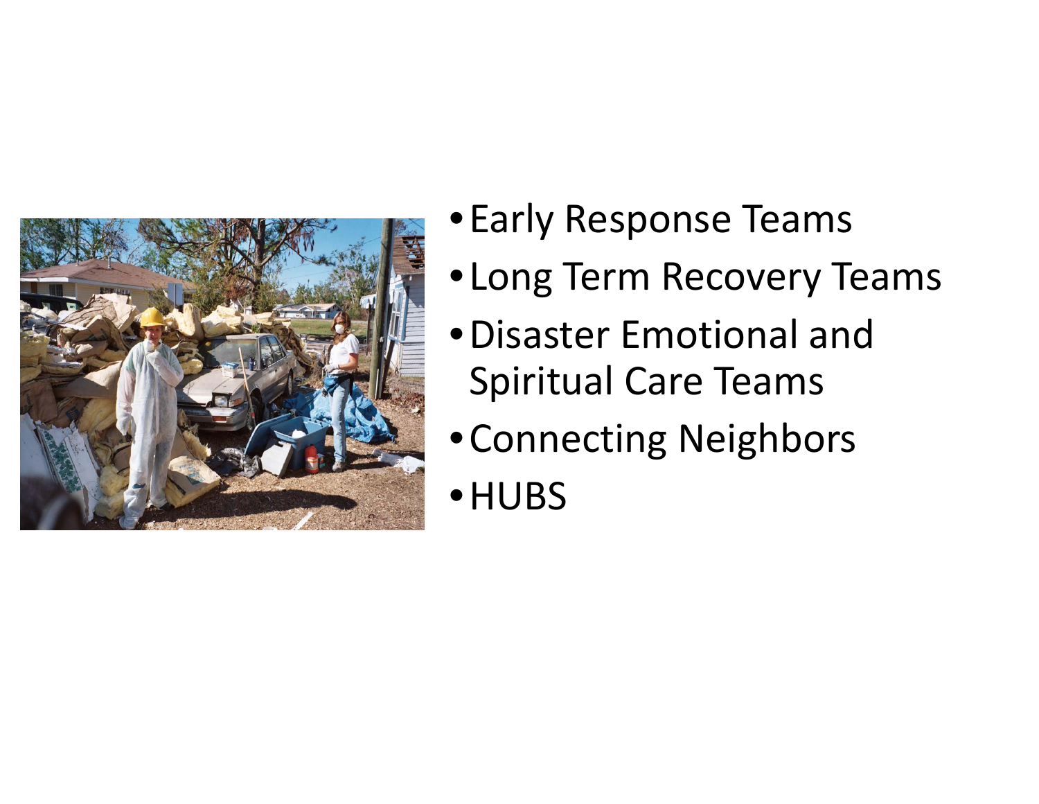- Early Response Teams
- Long Term Recovery Teams
- Disaster Emotional and Spiritual Care Teams
- Connecting Neighbors
- HUBS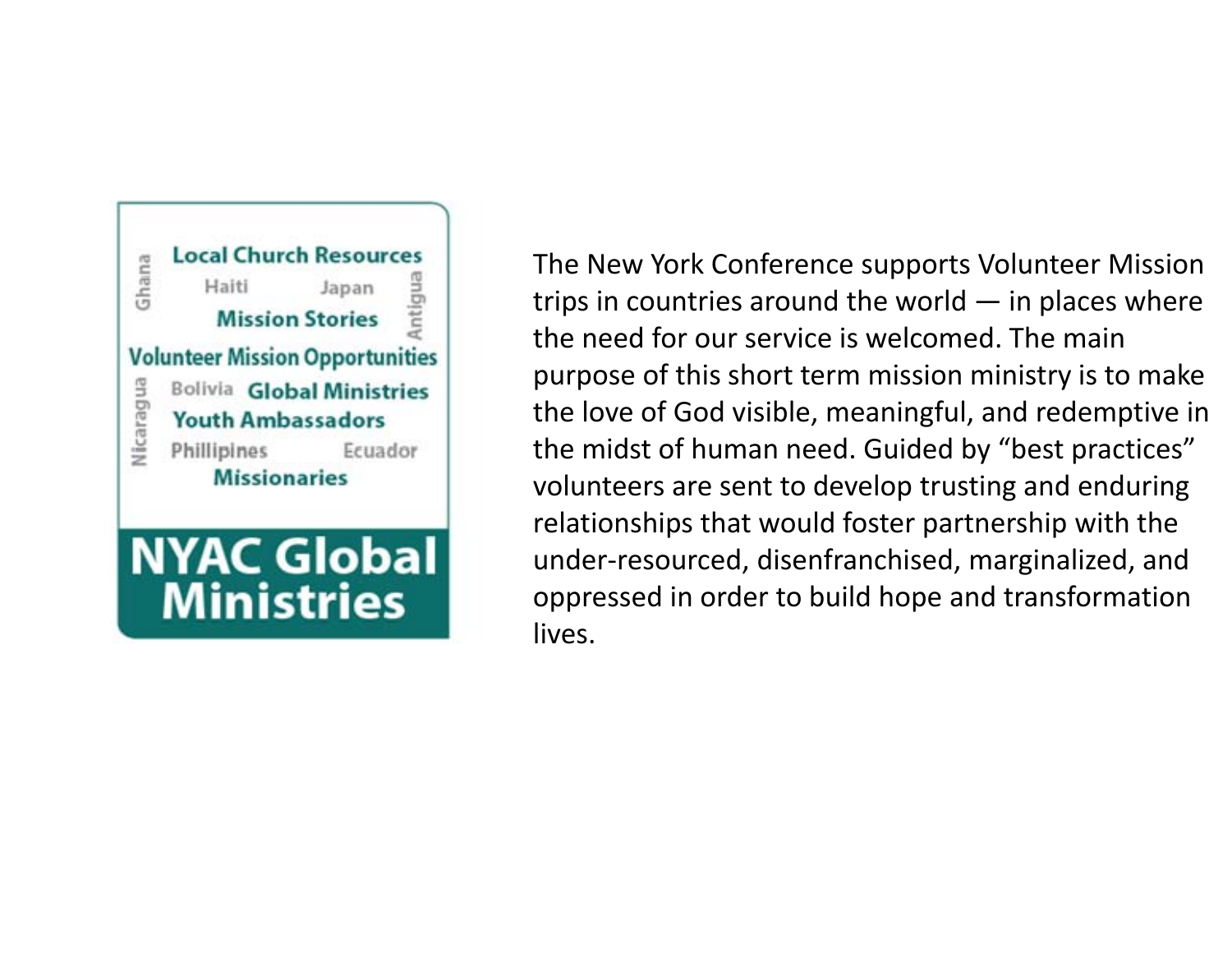Local Church Resources

Ghana Haiti Japan Antigua

Mission Stories

Volunteer Mission Opportunities

Nicaragua Bolivia Global Ministries

Youth Ambassadors

Phillipines Ecuador

Missionaries

**NYAC Global Ministries**

The New York Conference supports Volunteer Mission trips in countries around the world — in places where the need for our service is welcomed. The main purpose of this short term mission ministry is to make the love of God visible, meaningful, and redemptive in the midst of human need. Guided by "best practices" volunteers are sent to develop trusting and enduring relationships that would foster partnership with the under-resourced, disenfranchised, marginalized, and oppressed in order to build hope and transformation lives.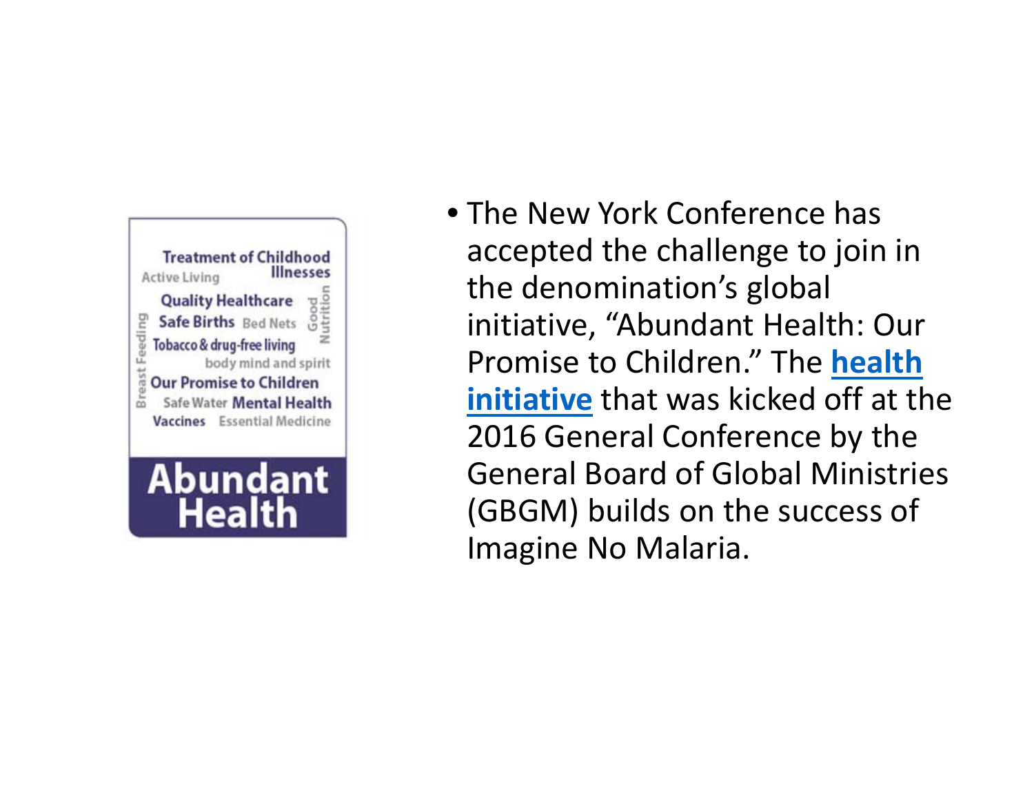- The New York Conference has accepted the challenge to join in the denomination's global initiative, "Abundant Health: Our Promise to Children." The **health initiative** that was kicked off at the 2016 General Conference by the General Board of Global Ministries (GBGM) builds on the success of Imagine No Malaria.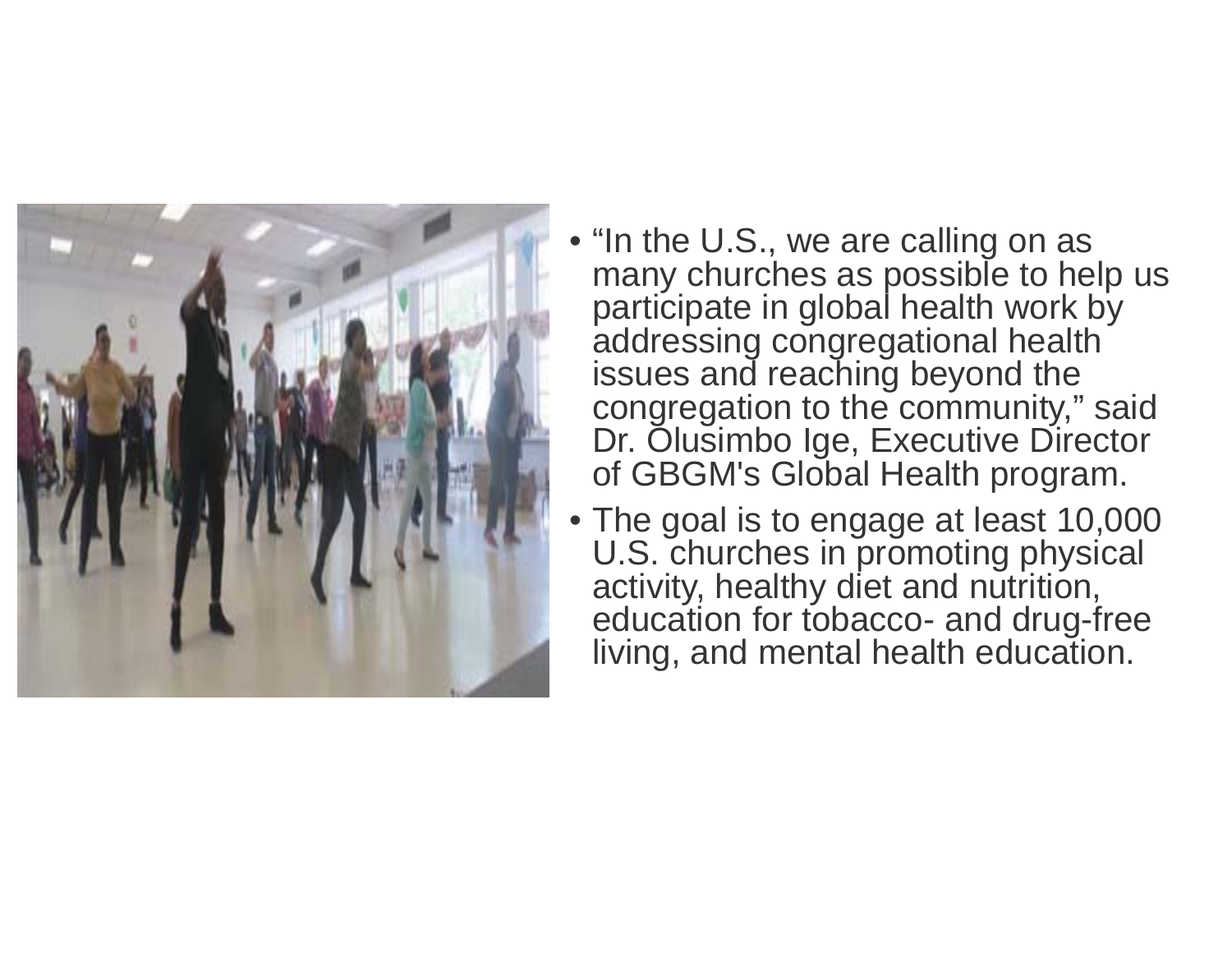- “In the U.S., we are calling on as many churches as possible to help us participate in global health work by addressing congregational health issues and reaching beyond the congregation to the community,” said Dr. Olusimbo Ige, Executive Director of GBGM's Global Health program.
- The goal is to engage at least 10,000 U.S. churches in promoting physical activity, healthy diet and nutrition, education for tobacco- and drug-free living, and mental health education.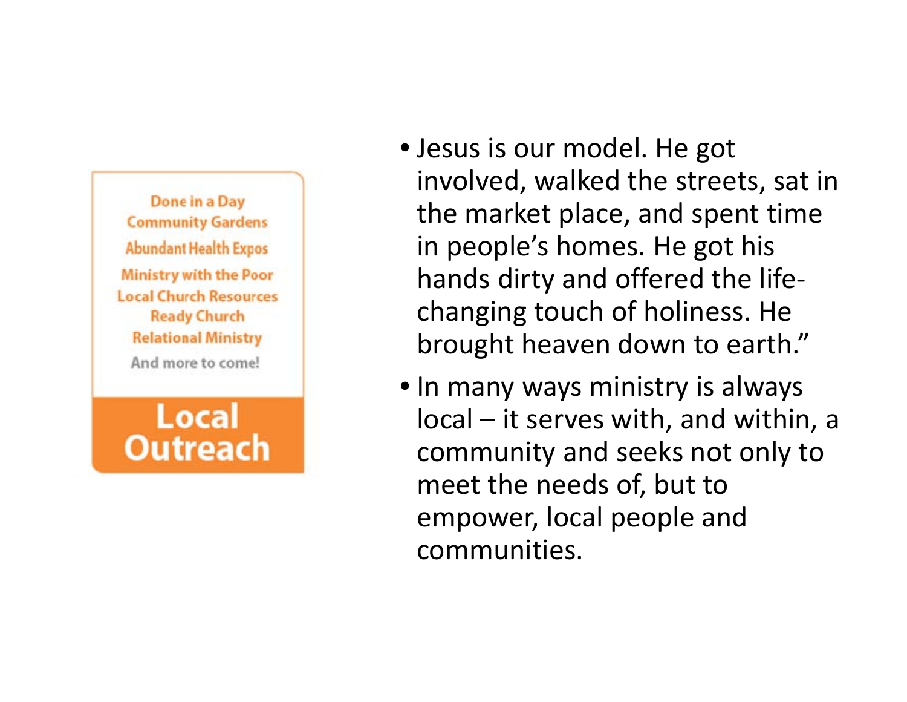Done in a Day
Community Gardens
Abundant Health Expos
Ministry with the Poor
Local Church Resources
Ready Church
Relational Ministry
And more to come!

**Local Outreach**

- Jesus is our model. He got involved, walked the streets, sat in the market place, and spent time in people's homes. He got his hands dirty and offered the life-changing touch of holiness. He brought heaven down to earth."
- In many ways ministry is always local – it serves with, and within, a community and seeks not only to meet the needs of, but to empower, local people and communities.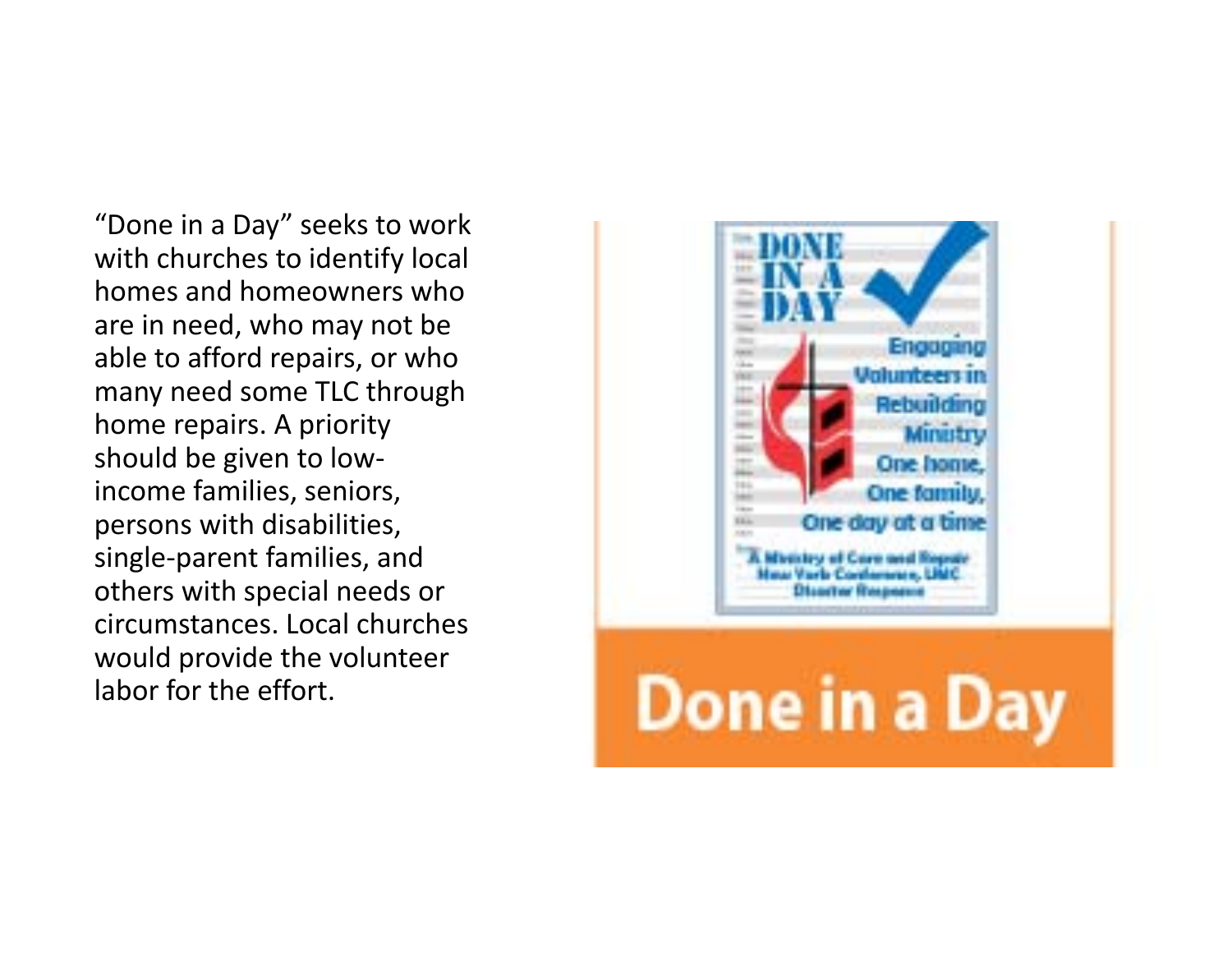"Done in a Day" seeks to work with churches to identify local homes and homeowners who are in need, who may not be able to afford repairs, or who many need some TLC through home repairs. A priority should be given to low-income families, seniors, persons with disabilities, single-parent families, and others with special needs or circumstances. Local churches would provide the volunteer labor for the effort.

DONE IN A DAY

Engaging Volunteers in Rebuilding Ministry
One home, One family, One day at a time

A Ministry of Care and Repair
New York Conference, UMC
Disaster Response

Done in a Day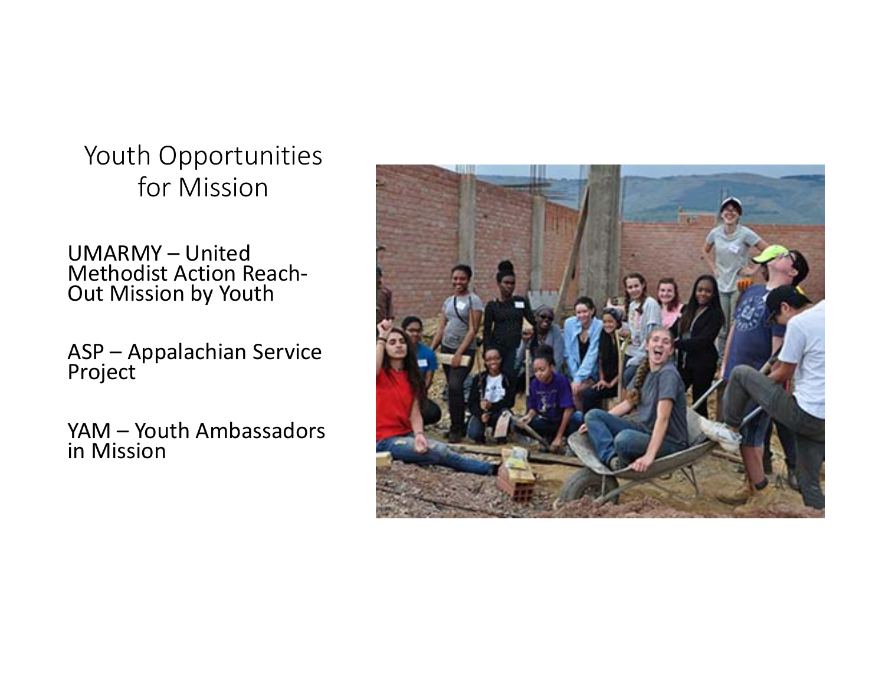# Youth Opportunities for Mission

UMARMY – United Methodist Action Reach-Out Mission by Youth

ASP – Appalachian Service Project

YAM – Youth Ambassadors in Mission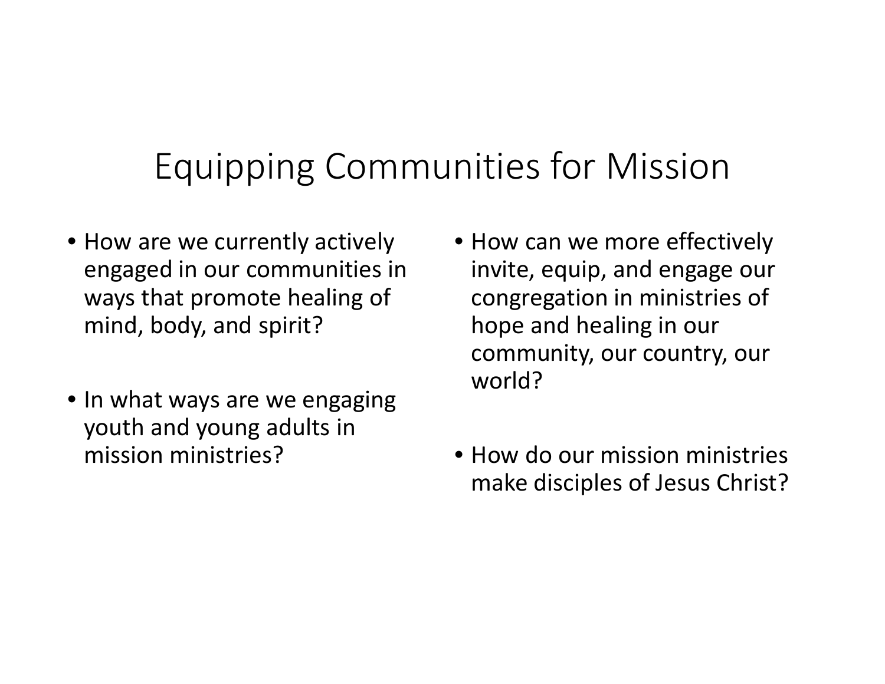# Equipping Communities for Mission

- How are we currently actively engaged in our communities in ways that promote healing of mind, body, and spirit?
- In what ways are we engaging youth and young adults in mission ministries?
- How can we more effectively invite, equip, and engage our congregation in ministries of hope and healing in our community, our country, our world?
- How do our mission ministries make disciples of Jesus Christ?